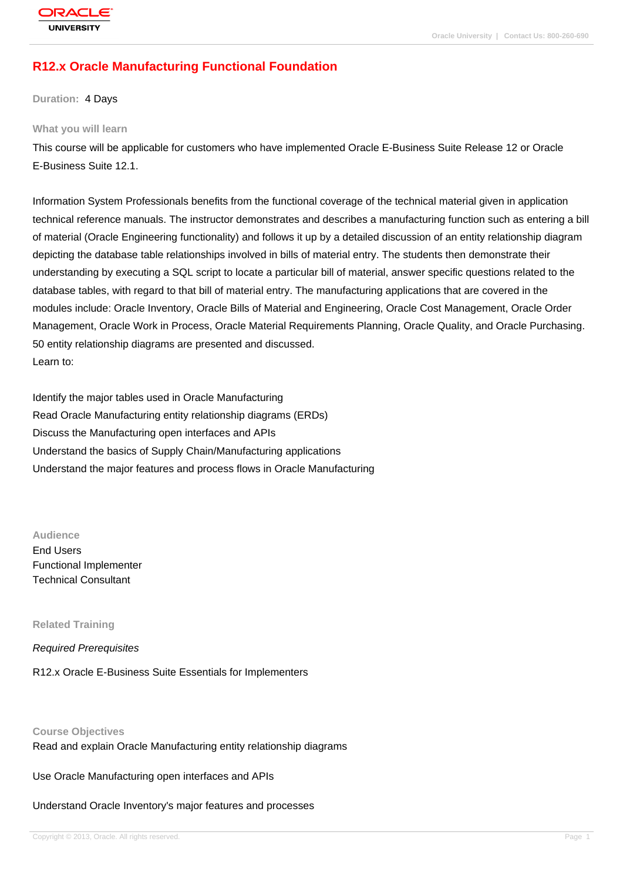# R12.x Oracle Manufacturing Functional Foundation

**Duration:** 4 Days

## What you will learn

This course will be applicable for customers who have implemented Oracle E-Business Suite Release 12 or Oracle E-Business Suite 12.1.

Information System Professionals benefits from the functional coverage of the technical material given in application technical reference manuals. The instructor demonstrates and describes a manufacturing function such as entering a bill of material (Oracle Engineering functionality) and follows it up by a detailed discussion of an entity relationship diagram depicting the database table relationships involved in bills of material entry. The students then demonstrate their understanding by executing a SQL script to locate a particular bill of material, answer specific questions related to the database tables, with regard to that bill of material entry. The manufacturing applications that are covered in the modules include: Oracle Inventory, Oracle Bills of Material and Engineering, Oracle Cost Management, Oracle Order Management, Oracle Work in Process, Oracle Material Requirements Planning, Oracle Quality, and Oracle Purchasing. 50 entity relationship diagrams are presented and discussed.
Learn to:

Identify the major tables used in Oracle Manufacturing
Read Oracle Manufacturing entity relationship diagrams (ERDs)
Discuss the Manufacturing open interfaces and APIs
Understand the basics of Supply Chain/Manufacturing applications
Understand the major features and process flows in Oracle Manufacturing

## Audience

End Users
Functional Implementer
Technical Consultant

## Related Training

*Required Prerequisites*

R12.x Oracle E-Business Suite Essentials for Implementers

## Course Objectives

Read and explain Oracle Manufacturing entity relationship diagrams

Use Oracle Manufacturing open interfaces and APIs

Understand Oracle Inventory's major features and processes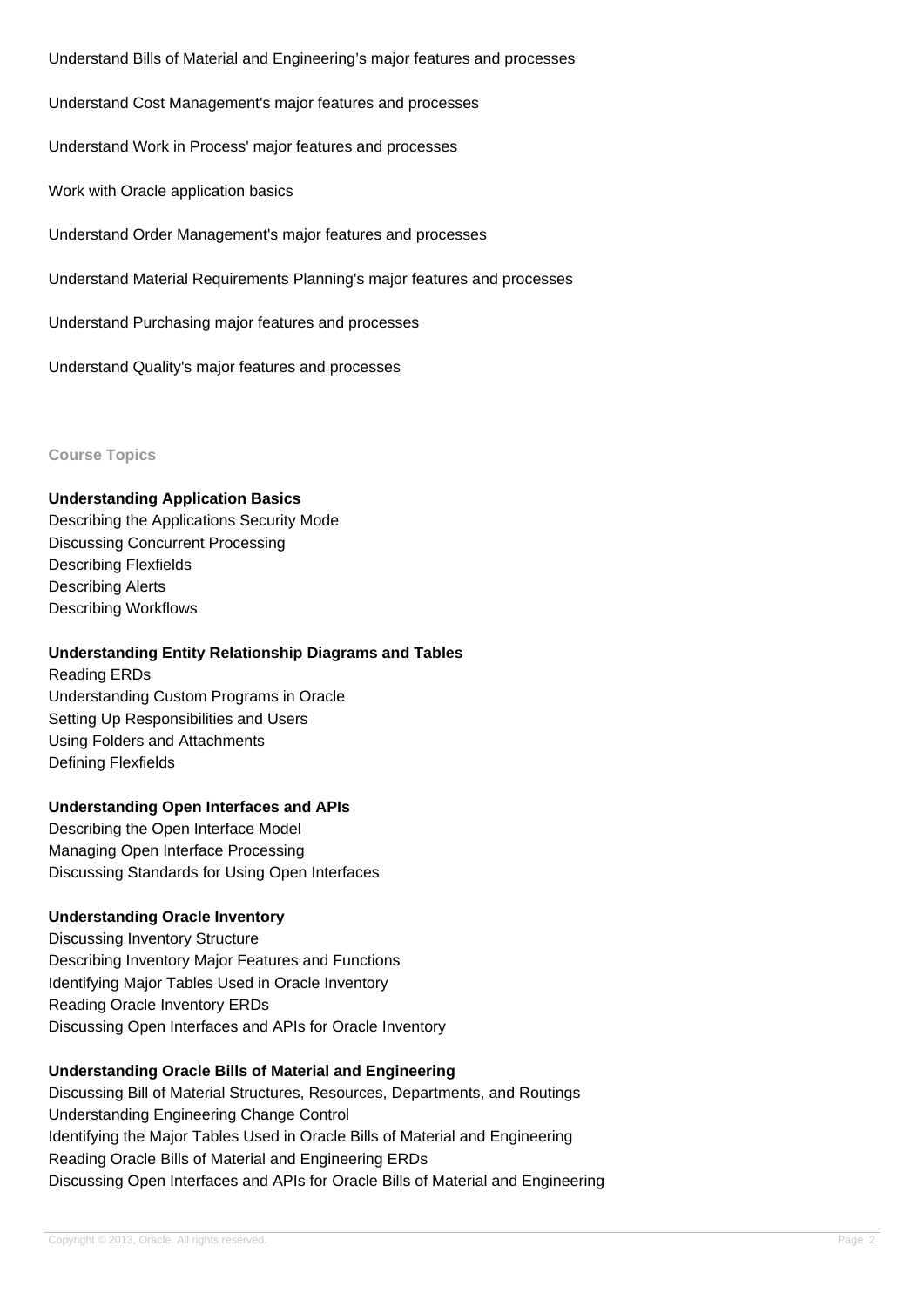Understand Bills of Material and Engineering's major features and processes

Understand Cost Management's major features and processes

Understand Work in Process' major features and processes

Work with Oracle application basics

Understand Order Management's major features and processes

Understand Material Requirements Planning's major features and processes

Understand Purchasing major features and processes

Understand Quality's major features and processes

## Course Topics

### Understanding Application Basics

Describing the Applications Security Mode
Discussing Concurrent Processing
Describing Flexfields
Describing Alerts
Describing Workflows

### Understanding Entity Relationship Diagrams and Tables

Reading ERDs
Understanding Custom Programs in Oracle
Setting Up Responsibilities and Users
Using Folders and Attachments
Defining Flexfields

### Understanding Open Interfaces and APIs

Describing the Open Interface Model
Managing Open Interface Processing
Discussing Standards for Using Open Interfaces

### Understanding Oracle Inventory

Discussing Inventory Structure
Describing Inventory Major Features and Functions
Identifying Major Tables Used in Oracle Inventory
Reading Oracle Inventory ERDs
Discussing Open Interfaces and APIs for Oracle Inventory

### Understanding Oracle Bills of Material and Engineering

Discussing Bill of Material Structures, Resources, Departments, and Routings
Understanding Engineering Change Control
Identifying the Major Tables Used in Oracle Bills of Material and Engineering
Reading Oracle Bills of Material and Engineering ERDs
Discussing Open Interfaces and APIs for Oracle Bills of Material and Engineering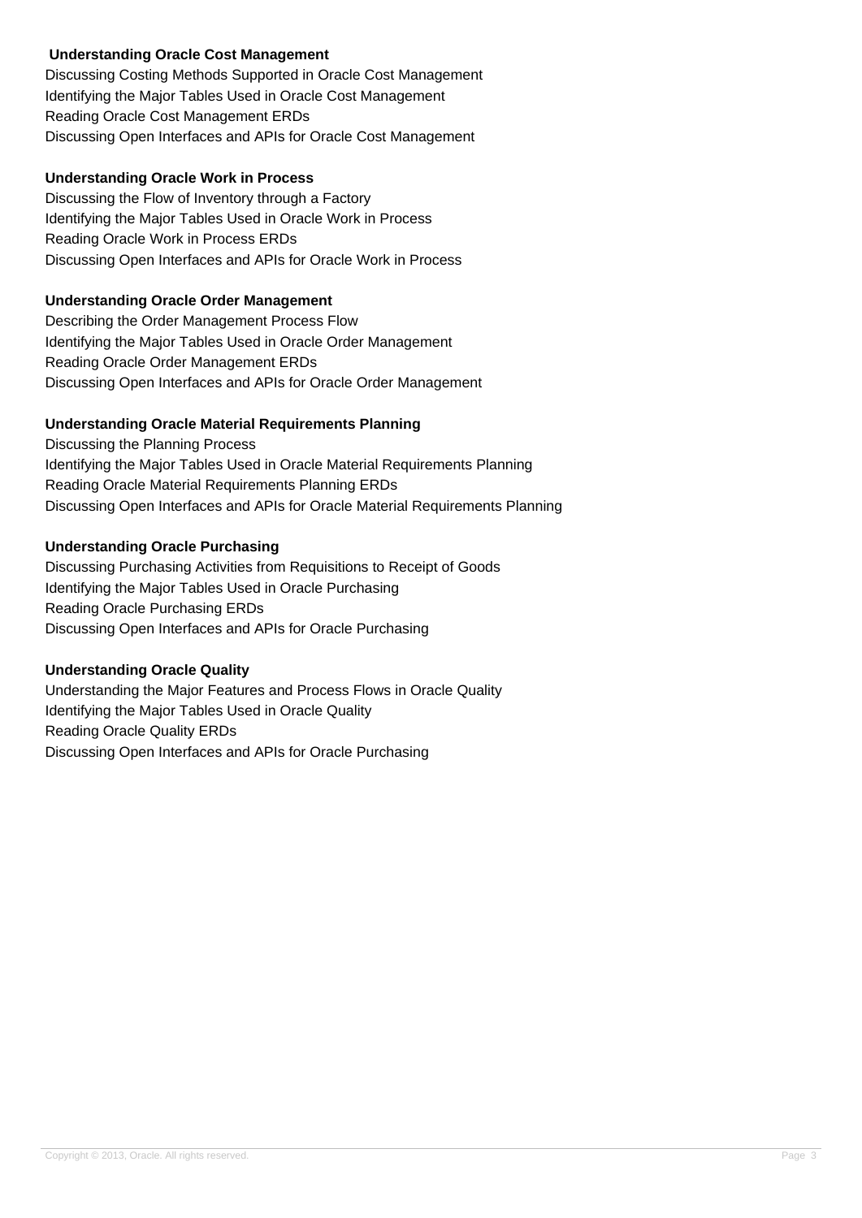**Understanding Oracle Cost Management**

Discussing Costing Methods Supported in Oracle Cost Management
Identifying the Major Tables Used in Oracle Cost Management
Reading Oracle Cost Management ERDs
Discussing Open Interfaces and APIs for Oracle Cost Management

**Understanding Oracle Work in Process**

Discussing the Flow of Inventory through a Factory
Identifying the Major Tables Used in Oracle Work in Process
Reading Oracle Work in Process ERDs
Discussing Open Interfaces and APIs for Oracle Work in Process

**Understanding Oracle Order Management**

Describing the Order Management Process Flow
Identifying the Major Tables Used in Oracle Order Management
Reading Oracle Order Management ERDs
Discussing Open Interfaces and APIs for Oracle Order Management

**Understanding Oracle Material Requirements Planning**

Discussing the Planning Process
Identifying the Major Tables Used in Oracle Material Requirements Planning
Reading Oracle Material Requirements Planning ERDs
Discussing Open Interfaces and APIs for Oracle Material Requirements Planning

**Understanding Oracle Purchasing**

Discussing Purchasing Activities from Requisitions to Receipt of Goods
Identifying the Major Tables Used in Oracle Purchasing
Reading Oracle Purchasing ERDs
Discussing Open Interfaces and APIs for Oracle Purchasing

**Understanding Oracle Quality**

Understanding the Major Features and Process Flows in Oracle Quality
Identifying the Major Tables Used in Oracle Quality
Reading Oracle Quality ERDs
Discussing Open Interfaces and APIs for Oracle Purchasing